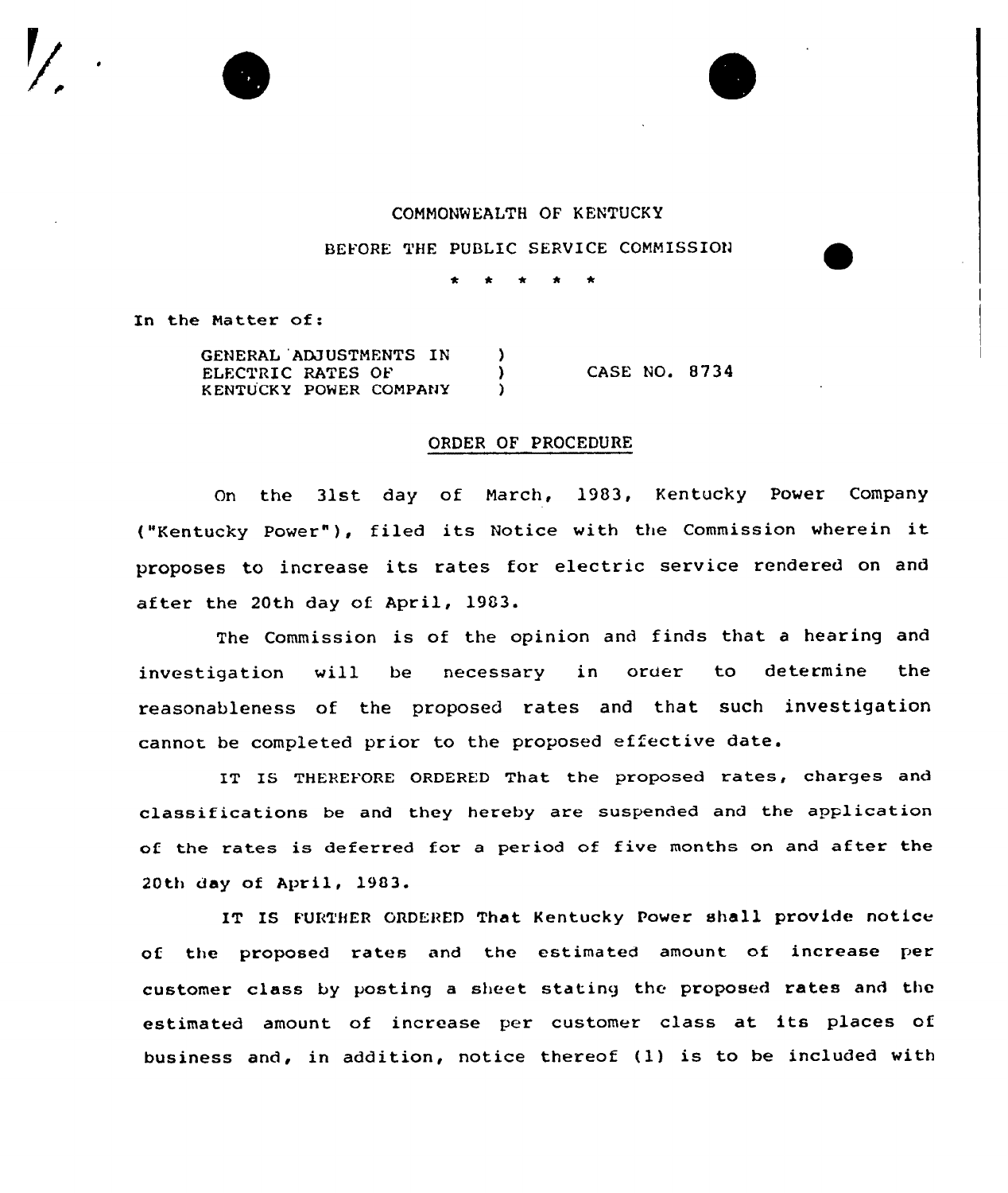COMMONWEALTH OF KENTUCKY

BEFORE THE PUBLIC SERVICE COMMISSION

\* \* \* \* \*

In the Matter of:

GENERAL ADJUSTMENTS IN ELECTRIC RATES OF KENTUCKY POWER COMPANY ) CASE NO. 8734

## ORDER OF PROCEDURE

On the 31st day of March, 1983, Kentucky Power Company ("Kentucky Power"), filed its Notice with the Commission wherein it proposes to increase its rates for electric service rendered on and after the 20th day of April, 1983.

The Commission is of the opinion and finds that a hearing and investigation will be necessary in order to determine the reasonableness of the proposed rates and that such investigation cannot be completed prior to the proposed effective date.

IT IS THEREFORE ORDERED That the proposed rates, charges and classifications be and they hereby are suspended and the application of the rates is deferred for a period of five months on and after the 20th day of April, 1983.

IT IS FURTHER ORDERED That Kentucky Power shall provide notice of the proposed rates and the estimated amount of increase per customer class by posting a sheet stating the proposed rates and the estimated amount of increase per customer class at its places of business and, in addition, notice thereof (1) is to be included with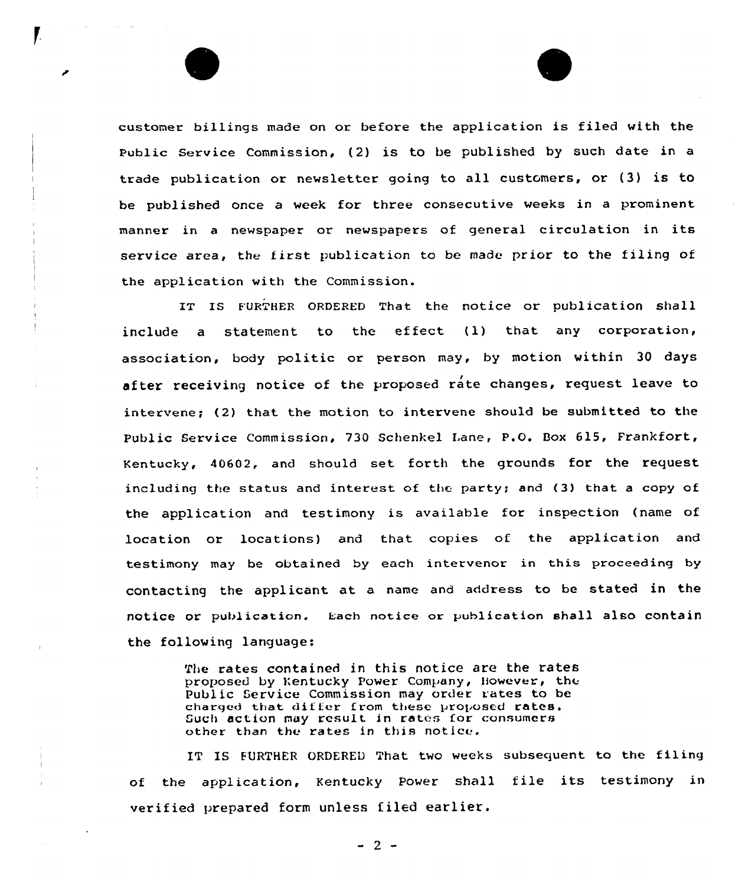customer billings made on or before the application is filed with the Public Service Commission, (2) is to be published by such date in a trade publication or newsletter going to all customers, or (3) is to be published once a week for three consecutive weeks in a prominent manner in a newspaper or newspapers of general circulation in its service area, the first publication to be made prior to the filing of the application with the Commission.

IT IS FURTHER ORDERED That the notice or publication shall include a statement to the effect (1) that any corporation, association, body politic or person may, by motion within 30 days after receiving notice of the proposed rate changes, request leave to intervene; (2) that the motion to intervene should be submitted to the Public Service Commission, 730 Schenkel Lane, P.O. Box 615, Frankfort, Kentucky, 40602, and should set forth the grounds for the request including the status and interest of the party; and (3) that a copy of the application and testimony is available for inspection (name of location or locations) and that copies of the application and testimony may be obtained by each intervenor in this proceeding by contacting the applicant at a name and address to be stated in the notice or publication. Each notice or publication shall also contain the following language:

> The rates contained in this notice are the rates proposed by Kentucky Power Company, However, the Public Service Commission may order rates to be charged that differ from these proposed rates. Such action may result in rates for consumers other than the rates in this notice.

IT IS FURTHER ORDERED That two weeks subsequent to the filing of the application, Kentucky Power shall file its testimony in verified prepared form unless filed earlier.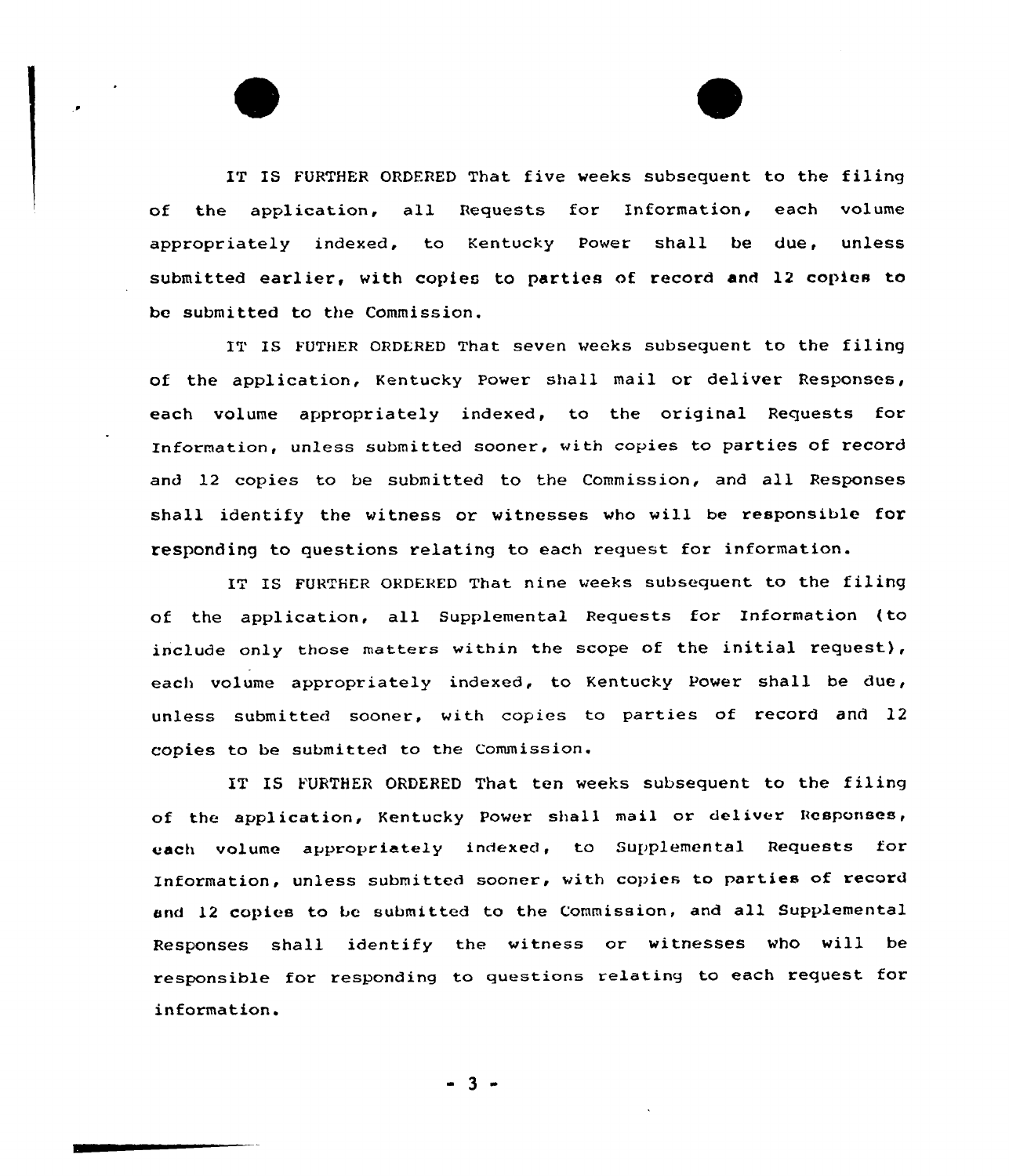IT IS FURTHER ORDERED That five weeks subsequent to the filing of the application, all Requests for Information, each volume appropriately indexed, to Kentucky Power shall be due, unless submitted earlier, with copies to parties of record and 12 copies to be submitted to the Commission.

IT IS FUTHER ORDERED That seven weeks subsequent to the filing of the application, Kentucky Power shall mail or deliver Responses, each volume appropriately indexed, to the original Requests for Information, unless submitted sooner, with copies to parties of record and 12 copies to be submitted to the Commission, and all Responses shall identify the witness or witnesses who will be responsible for responding to questions relating to each request for information.

IT IS FURTHER ORDERED That nine weeks subsequent to the filing of the application, all Supplemental Requests for Information (to include only those matters within the scope of the initial request), each volume appropriately indexed, to Kentucky Power shall be due, unless submitted sooner, with copies to parties of record and 12 copies to be submitted to the Commission.

IT IS FURTHER ORDERED That ten weeks subsequent to the filing of the application, Kentucky Power shall mail or deliver Responses, each volume appropriately indexed, to Supplemental Requests for Information, unless submitted sooner, with copies to parties of record and 12 copies to be submitted to the Commission, and all Supplemental Responses shall identify the witness or witnesses who will be responsible for responding to questions relating to each request for information.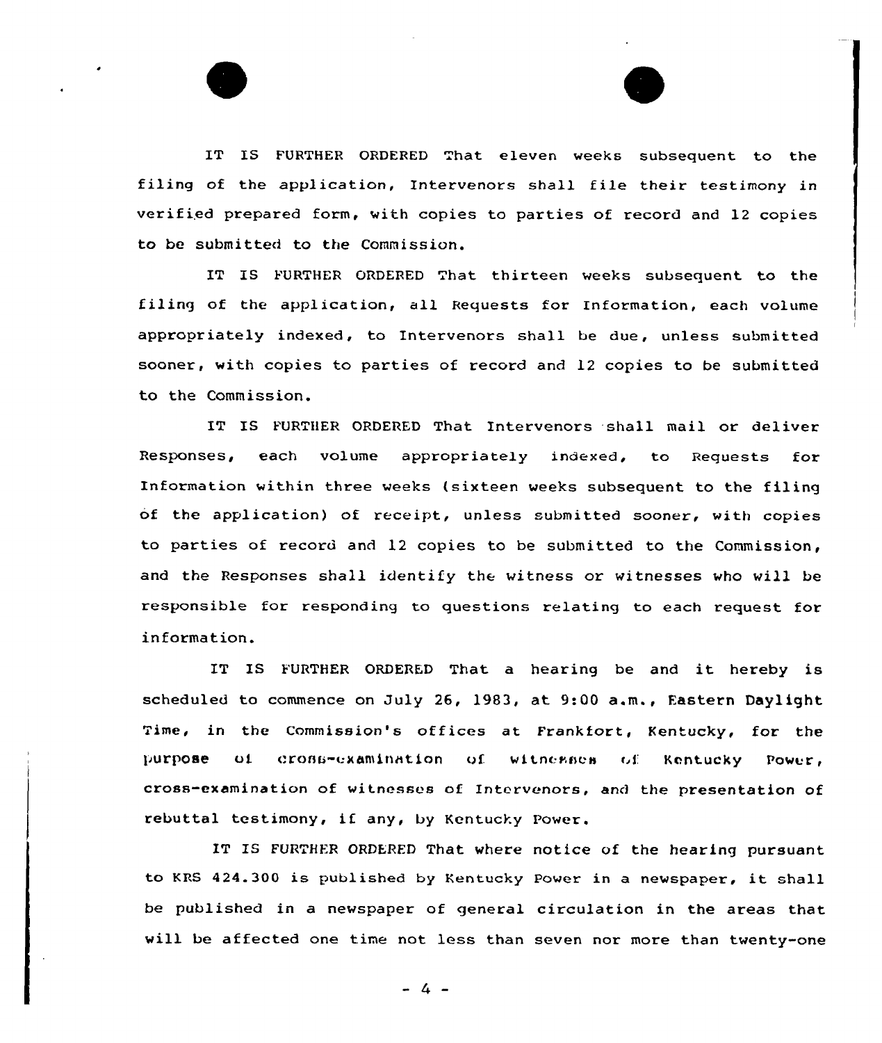IT IS FURTHER ORDERED That eleven weeks subsequent to the filing of the application, Intervenors shall file their testimony in verified prepared form, with copies to parties of record and 12 copies to be submitted to the Commission.

IT IS FURTHER ORDERED That thirteen weeks subsequent to the filing of the application, all Requests for Information, each volume appropriately indexed, to Intervenors shall be due, unless submitted sooner, with copies to parties of record and 12 copies to be submitted to the Commission.

IT IS FURTHER ORDERED That Intervenors shall mail or deliver Responses, each volume appropriately indexed, to Requests for Information within three weeks (sixteen weeks subsequent to the filing of the application) of receipt, unless submitted sooner, with copies to parties of record and 12 copies to be submitted to the Commission, and the Responses shall identify the witness or witnesses who will be responsible for responding to questions relating to each request for information.

IT IS FURTHER ORDERED That a hearing be and it hereby is scheduled to commence on July 26, 1983, at 9:00 a.m., Eastern Daylight Time, in the Commission's offices at Frankfort, Kentucky, for the purpose of cross-examination of witnesses of Kentucky Power, cross-examination of witnesses of Intervenors, and the presentation of rebuttal testimony, if any, by Kentucky Power.

IT IS FURTHER ORDERED That where notice of the hearing pursuant to KRS 424.300 is published by Kentucky Power in a newspaper, it shall be published in a newspaper of general circulation in the areas that will be affected one time not less than seven nor more than twenty-one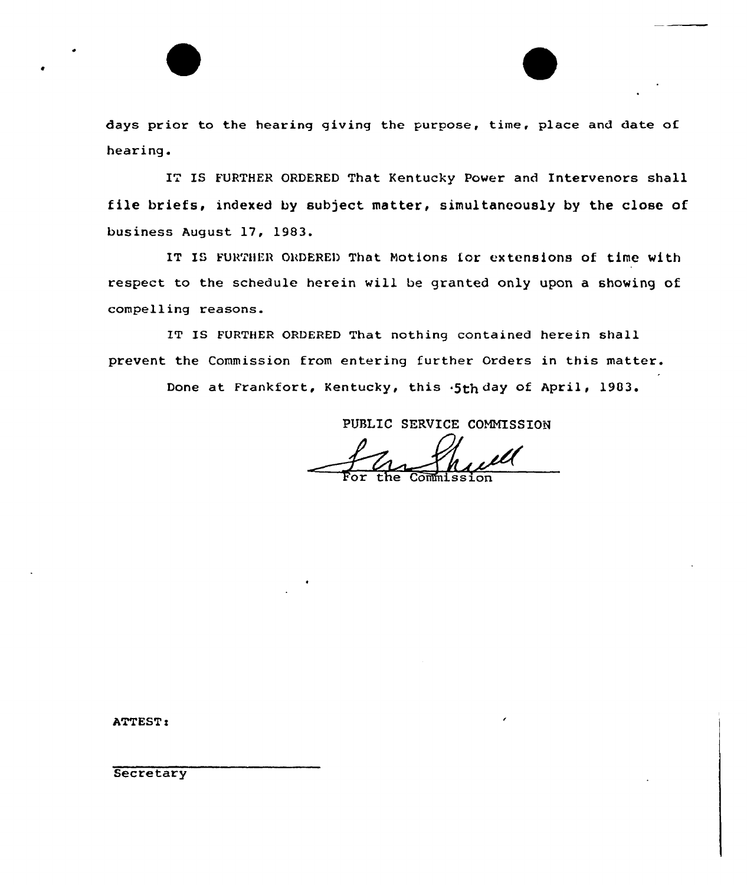days prior to the hearing giving the purpose, time, place and date of hearing.

IT IS FURTHER ORDERED That Kentucky Power and Intervenors shall file briefs, indexed by subject matter, simultaneously by the close of business August 17, 1983.

IT IS FURTHER ORDERED That Motions for extensions of time with respect to the schedule herein will be granted only upon a showing of compelling reasons.

IT IS FURTHER ORDERED That nothing contained herein shall prevent the Commission from entering further Orders in this matter.

Done at Frankfort, Kentucky, this 5th day of April, 1983.

PUBLIC SERVICE COMMISSION

For the Commission

ATTEST:

Secretary